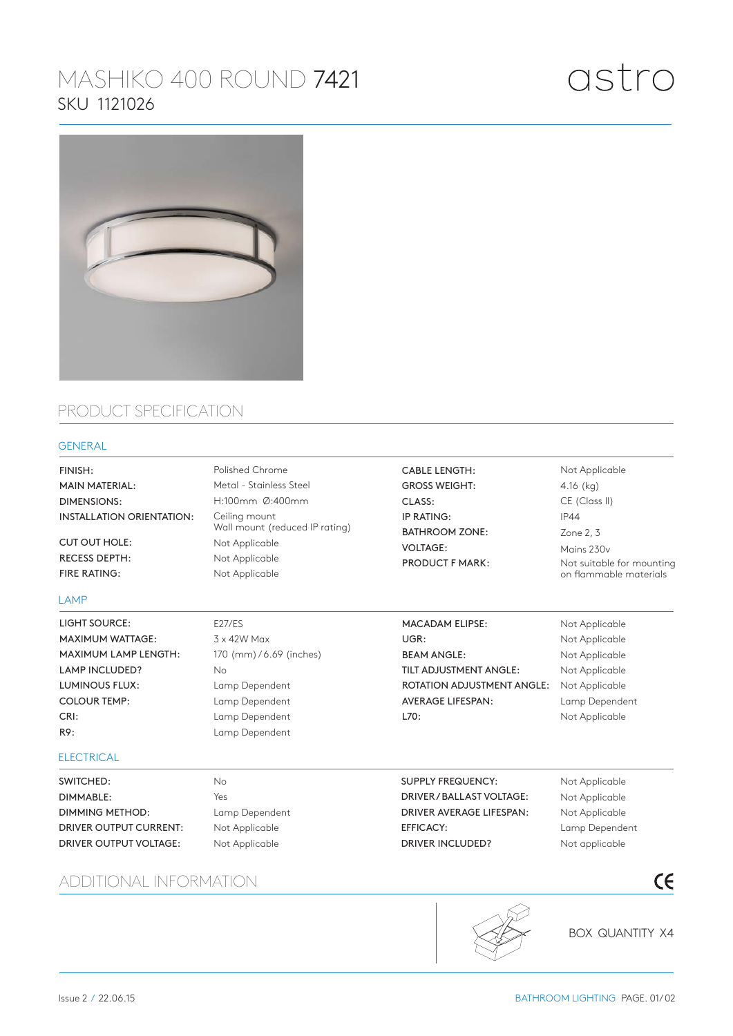# MASHIKO 400 ROUND 7421

SKU 1121026

astro

## PRODUCT SPECIFICATION

### GENERAL

| | | | |
|---|---|---|---|
| FINISH: | Polished Chrome | CABLE LENGTH: | Not Applicable |
| MAIN MATERIAL: | Metal - Stainless Steel | GROSS WEIGHT: | 4.16 (kg) |
| DIMENSIONS: | H:100mm Ø:400mm | CLASS: | CE (Class II) |
| INSTALLATION ORIENTATION: | Ceiling mount<br>Wall mount (reduced IP rating) | IP RATING: | IP44 |
| CUT OUT HOLE: | Not Applicable | BATHROOM ZONE: | Zone 2, 3 |
| RECESS DEPTH: | Not Applicable | VOLTAGE: | Mains 230v |
| FIRE RATING: | Not Applicable | PRODUCT F MARK: | Not suitable for mounting on flammable materials |

### LAMP

| | | | |
|---|---|---|---|
| LIGHT SOURCE: | E27/ES | MACADAM ELIPSE: | Not Applicable |
| MAXIMUM WATTAGE: | 3 x 42W Max | UGR: | Not Applicable |
| MAXIMUM LAMP LENGTH: | 170 (mm) / 6.69 (inches) | BEAM ANGLE: | Not Applicable |
| LAMP INCLUDED? | No | TILT ADJUSTMENT ANGLE: | Not Applicable |
| LUMINOUS FLUX: | Lamp Dependent | ROTATION ADJUSTMENT ANGLE: | Not Applicable |
| COLOUR TEMP: | Lamp Dependent | AVERAGE LIFESPAN: | Lamp Dependent |
| CRI: | Lamp Dependent | L70: | Not Applicable |
| R9: | Lamp Dependent | | |

### ELECTRICAL

| | | | |
|---|---|---|---|
| SWITCHED: | No | SUPPLY FREQUENCY: | Not Applicable |
| DIMMABLE: | Yes | DRIVER / BALLAST VOLTAGE: | Not Applicable |
| DIMMING METHOD: | Lamp Dependent | DRIVER AVERAGE LIFESPAN: | Not Applicable |
| DRIVER OUTPUT CURRENT: | Not Applicable | EFFICACY: | Lamp Dependent |
| DRIVER OUTPUT VOLTAGE: | Not Applicable | DRIVER INCLUDED? | Not applicable |

## ADDITIONAL INFORMATION

CE

BOX QUANTITY X4

Issue 2 / 22.06.15

BATHROOM LIGHTING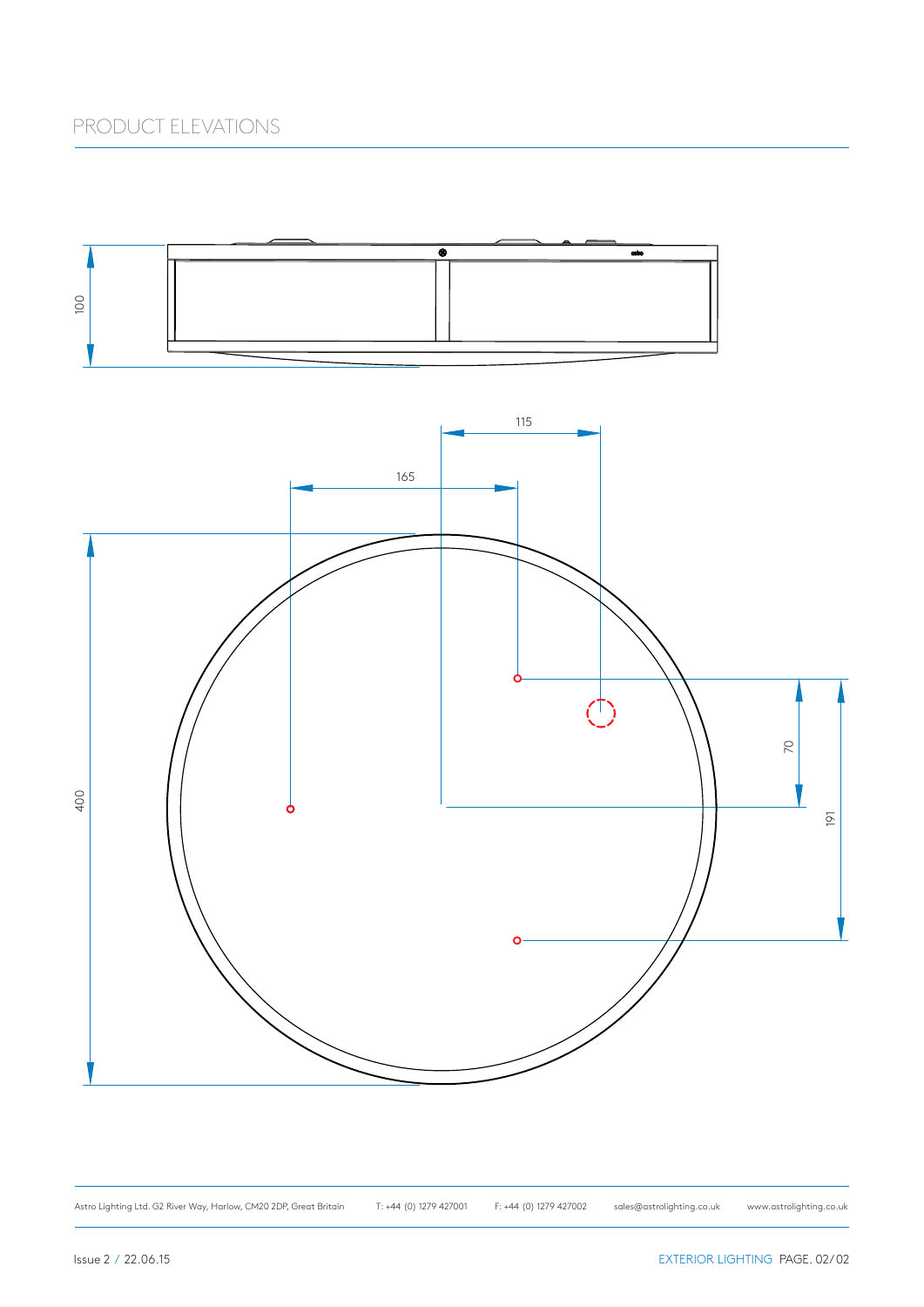# PRODUCT ELEVATIONS

100

115

165

400

70

191

Astro Lighting Ltd. G2 River Way, Harlow, CM20 2DP, Great Britain T: +44 (0) 1279 427001 F: +44 (0) 1279 427002 sales@astrolighting.co.uk www.astrolighting.co.uk

Issue 2 / 22.06.15

EXTERIOR LIGHTING